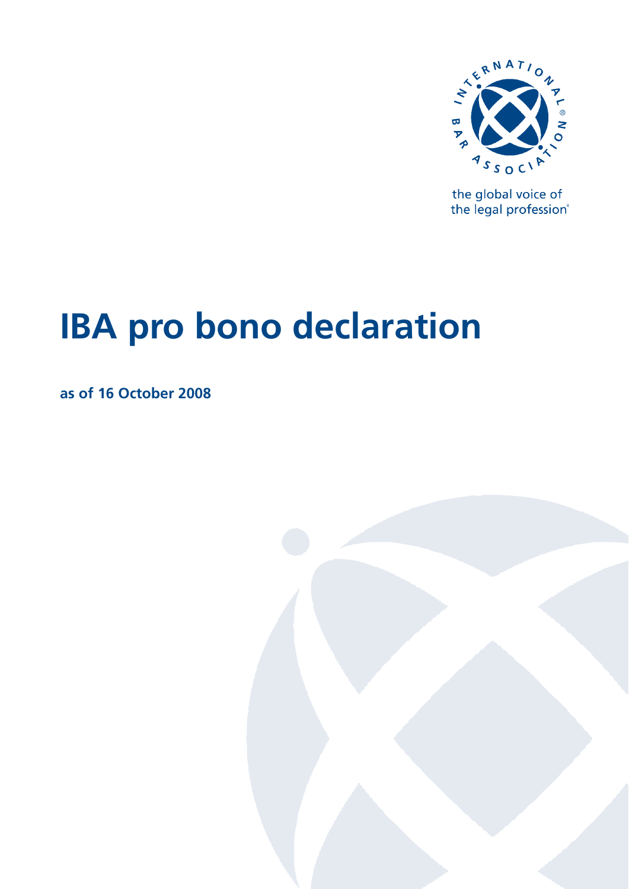the global voice of the legal profession

# IBA pro bono declaration

**as of 16 October 2008**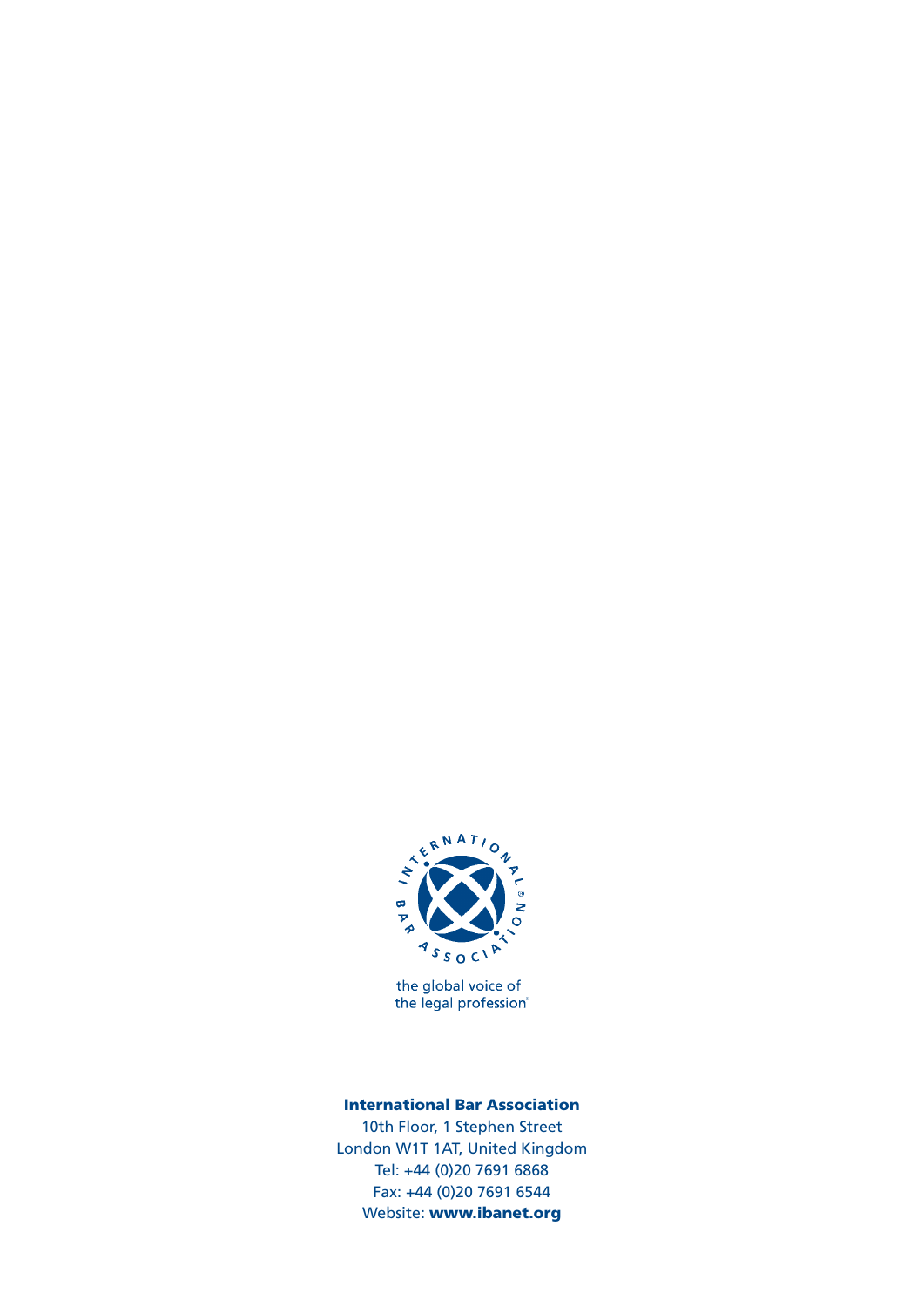the global voice of
the legal profession®

**International Bar Association**

10th Floor, 1 Stephen Street
London W1T 1AT, United Kingdom
Tel: +44 (0)20 7691 6868
Fax: +44 (0)20 7691 6544
Website: **www.ibanet.org**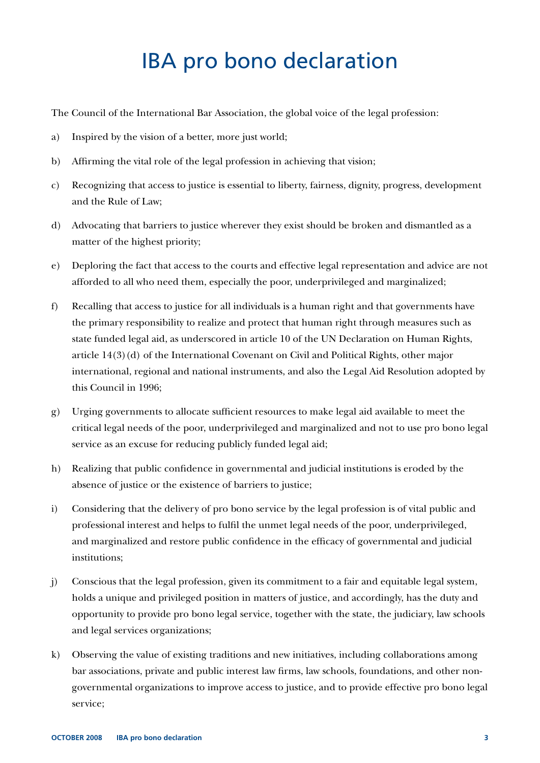# IBA pro bono declaration

The Council of the International Bar Association, the global voice of the legal profession:

a) Inspired by the vision of a better, more just world;

b) Affirming the vital role of the legal profession in achieving that vision;

c) Recognizing that access to justice is essential to liberty, fairness, dignity, progress, development and the Rule of Law;

d) Advocating that barriers to justice wherever they exist should be broken and dismantled as a matter of the highest priority;

e) Deploring the fact that access to the courts and effective legal representation and advice are not afforded to all who need them, especially the poor, underprivileged and marginalized;

f) Recalling that access to justice for all individuals is a human right and that governments have the primary responsibility to realize and protect that human right through measures such as state funded legal aid, as underscored in article 10 of the UN Declaration on Human Rights, article 14(3)(d) of the International Covenant on Civil and Political Rights, other major international, regional and national instruments, and also the Legal Aid Resolution adopted by this Council in 1996;

g) Urging governments to allocate sufficient resources to make legal aid available to meet the critical legal needs of the poor, underprivileged and marginalized and not to use pro bono legal service as an excuse for reducing publicly funded legal aid;

h) Realizing that public confidence in governmental and judicial institutions is eroded by the absence of justice or the existence of barriers to justice;

i) Considering that the delivery of pro bono service by the legal profession is of vital public and professional interest and helps to fulfil the unmet legal needs of the poor, underprivileged, and marginalized and restore public confidence in the efficacy of governmental and judicial institutions;

j) Conscious that the legal profession, given its commitment to a fair and equitable legal system, holds a unique and privileged position in matters of justice, and accordingly, has the duty and opportunity to provide pro bono legal service, together with the state, the judiciary, law schools and legal services organizations;

k) Observing the value of existing traditions and new initiatives, including collaborations among bar associations, private and public interest law firms, law schools, foundations, and other non-governmental organizations to improve access to justice, and to provide effective pro bono legal service;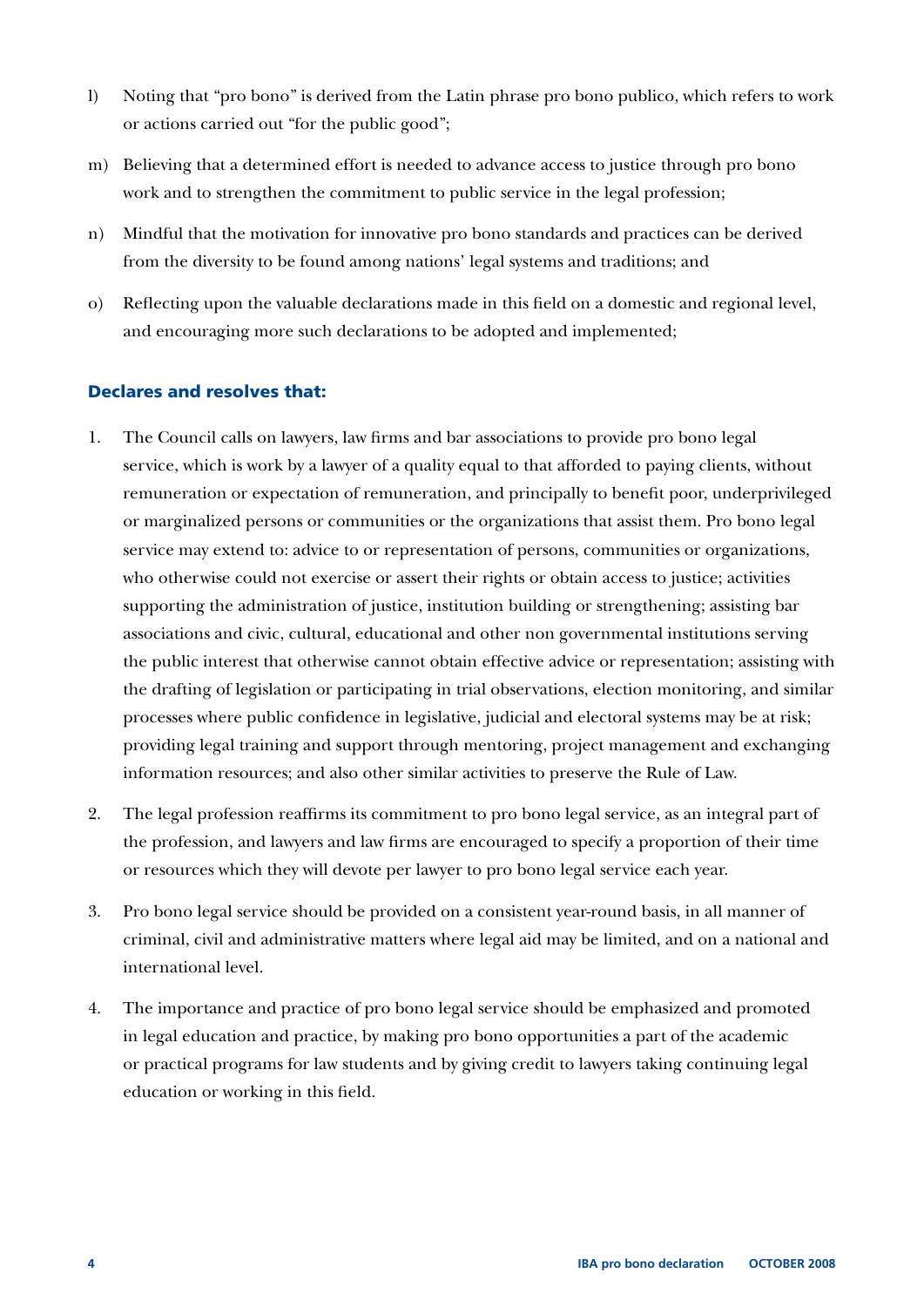l) Noting that "pro bono" is derived from the Latin phrase pro bono publico, which refers to work or actions carried out "for the public good";

m) Believing that a determined effort is needed to advance access to justice through pro bono work and to strengthen the commitment to public service in the legal profession;

n) Mindful that the motivation for innovative pro bono standards and practices can be derived from the diversity to be found among nations' legal systems and traditions; and

o) Reflecting upon the valuable declarations made in this field on a domestic and regional level, and encouraging more such declarations to be adopted and implemented;

### Declares and resolves that:

1. The Council calls on lawyers, law firms and bar associations to provide pro bono legal service, which is work by a lawyer of a quality equal to that afforded to paying clients, without remuneration or expectation of remuneration, and principally to benefit poor, underprivileged or marginalized persons or communities or the organizations that assist them. Pro bono legal service may extend to: advice to or representation of persons, communities or organizations, who otherwise could not exercise or assert their rights or obtain access to justice; activities supporting the administration of justice, institution building or strengthening; assisting bar associations and civic, cultural, educational and other non governmental institutions serving the public interest that otherwise cannot obtain effective advice or representation; assisting with the drafting of legislation or participating in trial observations, election monitoring, and similar processes where public confidence in legislative, judicial and electoral systems may be at risk; providing legal training and support through mentoring, project management and exchanging information resources; and also other similar activities to preserve the Rule of Law.

2. The legal profession reaffirms its commitment to pro bono legal service, as an integral part of the profession, and lawyers and law firms are encouraged to specify a proportion of their time or resources which they will devote per lawyer to pro bono legal service each year.

3. Pro bono legal service should be provided on a consistent year-round basis, in all manner of criminal, civil and administrative matters where legal aid may be limited, and on a national and international level.

4. The importance and practice of pro bono legal service should be emphasized and promoted in legal education and practice, by making pro bono opportunities a part of the academic or practical programs for law students and by giving credit to lawyers taking continuing legal education or working in this field.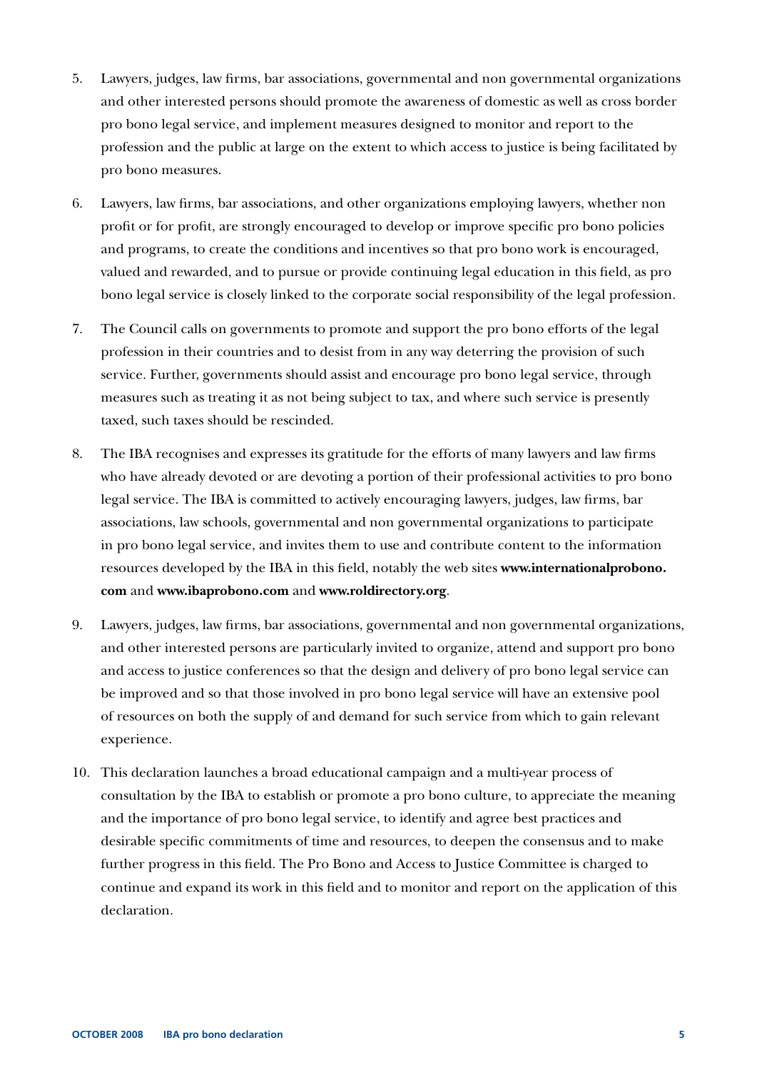5. Lawyers, judges, law firms, bar associations, governmental and non governmental organizations and other interested persons should promote the awareness of domestic as well as cross border pro bono legal service, and implement measures designed to monitor and report to the profession and the public at large on the extent to which access to justice is being facilitated by pro bono measures.

6. Lawyers, law firms, bar associations, and other organizations employing lawyers, whether non profit or for profit, are strongly encouraged to develop or improve specific pro bono policies and programs, to create the conditions and incentives so that pro bono work is encouraged, valued and rewarded, and to pursue or provide continuing legal education in this field, as pro bono legal service is closely linked to the corporate social responsibility of the legal profession.

7. The Council calls on governments to promote and support the pro bono efforts of the legal profession in their countries and to desist from in any way deterring the provision of such service. Further, governments should assist and encourage pro bono legal service, through measures such as treating it as not being subject to tax, and where such service is presently taxed, such taxes should be rescinded.

8. The IBA recognises and expresses its gratitude for the efforts of many lawyers and law firms who have already devoted or are devoting a portion of their professional activities to pro bono legal service. The IBA is committed to actively encouraging lawyers, judges, law firms, bar associations, law schools, governmental and non governmental organizations to participate in pro bono legal service, and invites them to use and contribute content to the information resources developed by the IBA in this field, notably the web sites **www.internationalprobono.com** and **www.ibaprobono.com** and **www.roldirectory.org**.

9. Lawyers, judges, law firms, bar associations, governmental and non governmental organizations, and other interested persons are particularly invited to organize, attend and support pro bono and access to justice conferences so that the design and delivery of pro bono legal service can be improved and so that those involved in pro bono legal service will have an extensive pool of resources on both the supply of and demand for such service from which to gain relevant experience.

10. This declaration launches a broad educational campaign and a multi-year process of consultation by the IBA to establish or promote a pro bono culture, to appreciate the meaning and the importance of pro bono legal service, to identify and agree best practices and desirable specific commitments of time and resources, to deepen the consensus and to make further progress in this field. The Pro Bono and Access to Justice Committee is charged to continue and expand its work in this field and to monitor and report on the application of this declaration.